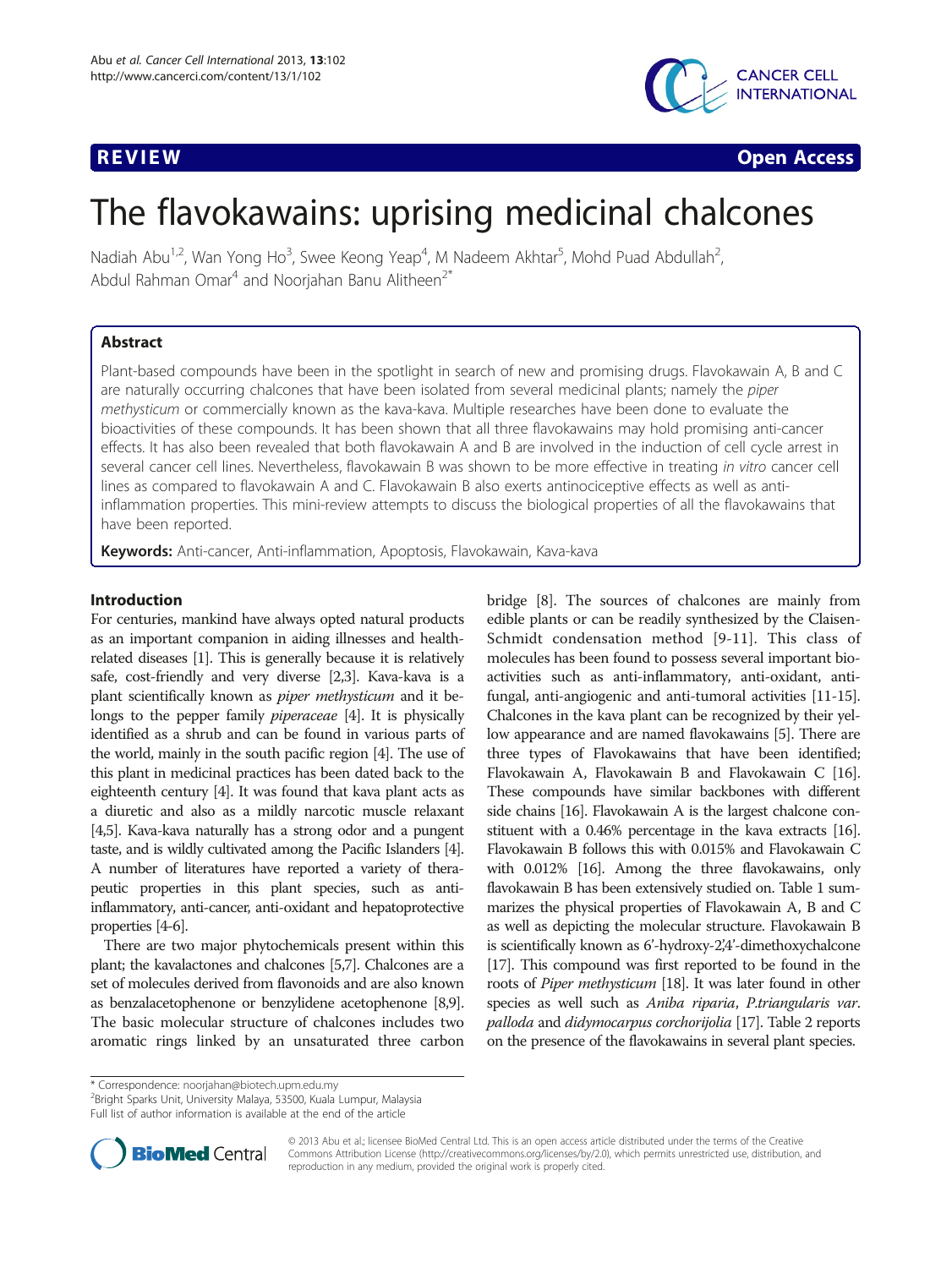REVIEW Open Access

# The flavokawains: uprising medicinal chalcones

Nadiah Abu[1,2], Wan Yong Ho[3], Swee Keong Yeap[4], M Nadeem Akhtar[5], Mohd Puad Abdullah[2], Abdul Rahman Omar[4] and Noorjahan Banu Alitheen[2*]

## Abstract

Plant-based compounds have been in the spotlight in search of new and promising drugs. Flavokawain A, B and C are naturally occurring chalcones that have been isolated from several medicinal plants; namely the *piper methysticum* or commercially known as the kava-kava. Multiple researches have been done to evaluate the bioactivities of these compounds. It has been shown that all three flavokawains may hold promising anti-cancer effects. It has also been revealed that both flavokawain A and B are involved in the induction of cell cycle arrest in several cancer cell lines. Nevertheless, flavokawain B was shown to be more effective in treating *in vitro* cancer cell lines as compared to flavokawain A and C. Flavokawain B also exerts antinociceptive effects as well as anti-inflammation properties. This mini-review attempts to discuss the biological properties of all the flavokawains that have been reported.

**Keywords:** Anti-cancer, Anti-inflammation, Apoptosis, Flavokawain, Kava-kava

## Introduction

For centuries, mankind have always opted natural products as an important companion in aiding illnesses and health-related diseases [1]. This is generally because it is relatively safe, cost-friendly and very diverse [2,3]. Kava-kava is a plant scientifically known as *piper methysticum* and it belongs to the pepper family *piperaceae* [4]. It is physically identified as a shrub and can be found in various parts of the world, mainly in the south pacific region [4]. The use of this plant in medicinal practices has been dated back to the eighteenth century [4]. It was found that kava plant acts as a diuretic and also as a mildly narcotic muscle relaxant [4,5]. Kava-kava naturally has a strong odor and a pungent taste, and is wildly cultivated among the Pacific Islanders [4]. A number of literatures have reported a variety of therapeutic properties in this plant species, such as anti-inflammatory, anti-cancer, anti-oxidant and hepatoprotective properties [4-6].

There are two major phytochemicals present within this plant; the kavalactones and chalcones [5,7]. Chalcones are a set of molecules derived from flavonoids and are also known as benzalacetophenone or benzylidene acetophenone [8,9]. The basic molecular structure of chalcones includes two aromatic rings linked by an unsaturated three carbon bridge [8]. The sources of chalcones are mainly from edible plants or can be readily synthesized by the Claisen-Schmidt condensation method [9-11]. This class of molecules has been found to possess several important bioactivities such as anti-inflammatory, anti-oxidant, anti-fungal, anti-angiogenic and anti-tumoral activities [11-15]. Chalcones in the kava plant can be recognized by their yellow appearance and are named flavokawains [5]. There are three types of Flavokawains that have been identified; Flavokawain A, Flavokawain B and Flavokawain C [16]. These compounds have similar backbones with different side chains [16]. Flavokawain A is the largest chalcone constituent with a 0.46% percentage in the kava extracts [16]. Flavokawain B follows this with 0.015% and Flavokawain C with 0.012% [16]. Among the three flavokawains, only flavokawain B has been extensively studied on. Table 1 summarizes the physical properties of Flavokawain A, B and C as well as depicting the molecular structure. Flavokawain B is scientifically known as 6'-hydroxy-2',4'-dimethoxychalcone [17]. This compound was first reported to be found in the roots of *Piper methysticum* [18]. It was later found in other species as well such as *Aniba riparia*, *P.triangularis var. palloda* and *didymocarpus corchorijolia* [17]. Table 2 reports on the presence of the flavokawains in several plant species.

\* Correspondence: noorjahan@biotech.upm.edu.my
[2]Bright Sparks Unit, University Malaya, 53500, Kuala Lumpur, Malaysia
Full list of author information is available at the end of the article

© 2013 Abu et al.; licensee BioMed Central Ltd. This is an open access article distributed under the terms of the Creative Commons Attribution License (http://creativecommons.org/licenses/by/2.0), which permits unrestricted use, distribution, and reproduction in any medium, provided the original work is properly cited.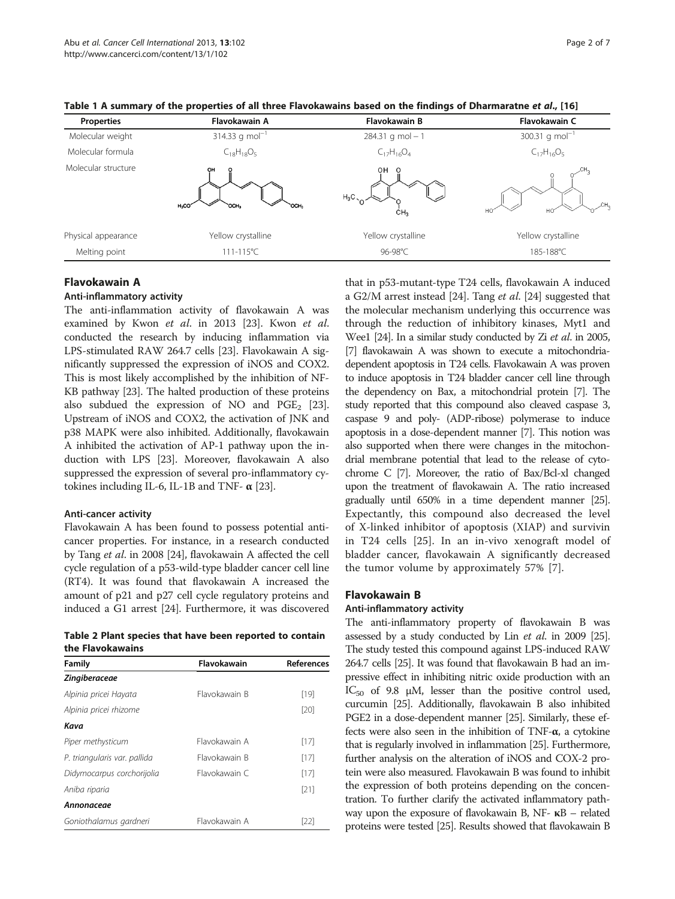**Table 1 A summary of the properties of all three Flavokawains based on the findings of Dharmaratne *et al*., [16]**

| Properties | Flavokawain A | Flavokawain B | Flavokawain C |
|---|---|---|---|
| Molecular weight | 314.33 g $mol^{-1}$ | 284.31 g mol − 1 | 300.31 g $mol^{-1}$ |
| Molecular formula | $C_{18}H_{18}O_5$ | $C_{17}H_{16}O_4$ | $C_{17}H_{16}O_5$ |
| Molecular structure | | | |
| Physical appearance | Yellow crystalline | Yellow crystalline | Yellow crystalline |
| Melting point | 111-115°C | 96-98°C | 185-188°C |

## Flavokawain A

### Anti-inflammatory activity

The anti-inflammation activity of flavokawain A was examined by Kwon *et al*. in 2013 [23]. Kwon *et al*. conducted the research by inducing inflammation via LPS-stimulated RAW 264.7 cells [23]. Flavokawain A significantly suppressed the expression of iNOS and COX2. This is most likely accomplished by the inhibition of NF-KB pathway [23]. The halted production of these proteins also subdued the expression of NO and $PGE_2$ [23]. Upstream of iNOS and COX2, the activation of JNK and p38 MAPK were also inhibited. Additionally, flavokawain A inhibited the activation of AP-1 pathway upon the induction with LPS [23]. Moreover, flavokawain A also suppressed the expression of several pro-inflammatory cytokines including IL-6, IL-1B and TNF- **α** [23].

### Anti-cancer activity

Flavokawain A has been found to possess potential anticancer properties. For instance, in a research conducted by Tang *et al*. in 2008 [24], flavokawain A affected the cell cycle regulation of a p53-wild-type bladder cancer cell line (RT4). It was found that flavokawain A increased the amount of p21 and p27 cell cycle regulatory proteins and induced a G1 arrest [24]. Furthermore, it was discovered that in p53-mutant-type T24 cells, flavokawain A induced a G2/M arrest instead [24]. Tang *et al*. [24] suggested that the molecular mechanism underlying this occurrence was through the reduction of inhibitory kinases, Myt1 and Wee1 [24]. In a similar study conducted by Zi *et al*. in 2005, [7] flavokawain A was shown to execute a mitochondria-dependent apoptosis in T24 cells. Flavokawain A was proven to induce apoptosis in T24 bladder cancer cell line through the dependency on Bax, a mitochondrial protein [7]. The study reported that this compound also cleaved caspase 3, caspase 9 and poly- (ADP-ribose) polymerase to induce apoptosis in a dose-dependent manner [7]. This notion was also supported when there were changes in the mitochondrial membrane potential that lead to the release of cytochrome C [7]. Moreover, the ratio of Bax/Bcl-xl changed upon the treatment of flavokawain A. The ratio increased gradually until 650% in a time dependent manner [25]. Expectantly, this compound also decreased the level of X-linked inhibitor of apoptosis (XIAP) and survivin in T24 cells [25]. In an in-vivo xenograft model of bladder cancer, flavokawain A significantly decreased the tumor volume by approximately 57% [7].

**Table 2 Plant species that have been reported to contain the Flavokawains**

| Family | Flavokawain | References |
|---|---|---|
| ***Zingiberaceae*** | | |
| *Alpinia pricei Hayata* | Flavokawain B | [19] |
| *Alpinia pricei rhizome* | | [20] |
| ***Kava*** | | |
| *Piper methysticum* | Flavokawain A | [17] |
| *P. triangularis var. pallida* | Flavokawain B | [17] |
| *Didymocarpus corchorijolia* | Flavokawain C | [17] |
| *Aniba riparia* | | [21] |
| ***Annonaceae*** | | |
| *Goniothalamus gardneri* | Flavokawain A | [22] |

## Flavokawain B

### Anti-inflammatory activity

The anti-inflammatory property of flavokawain B was assessed by a study conducted by Lin *et al*. in 2009 [25]. The study tested this compound against LPS-induced RAW 264.7 cells [25]. It was found that flavokawain B had an impressive effect in inhibiting nitric oxide production with an $IC_{50}$ of 9.8 μM, lesser than the positive control used, curcumin [25]. Additionally, flavokawain B also inhibited PGE2 in a dose-dependent manner [25]. Similarly, these effects were also seen in the inhibition of TNF-**α**, a cytokine that is regularly involved in inflammation [25]. Furthermore, further analysis on the alteration of iNOS and COX-2 protein were also measured. Flavokawain B was found to inhibit the expression of both proteins depending on the concentration. To further clarify the activated inflammatory pathway upon the exposure of flavokawain B, NF- **κ**B – related proteins were tested [25]. Results showed that flavokawain B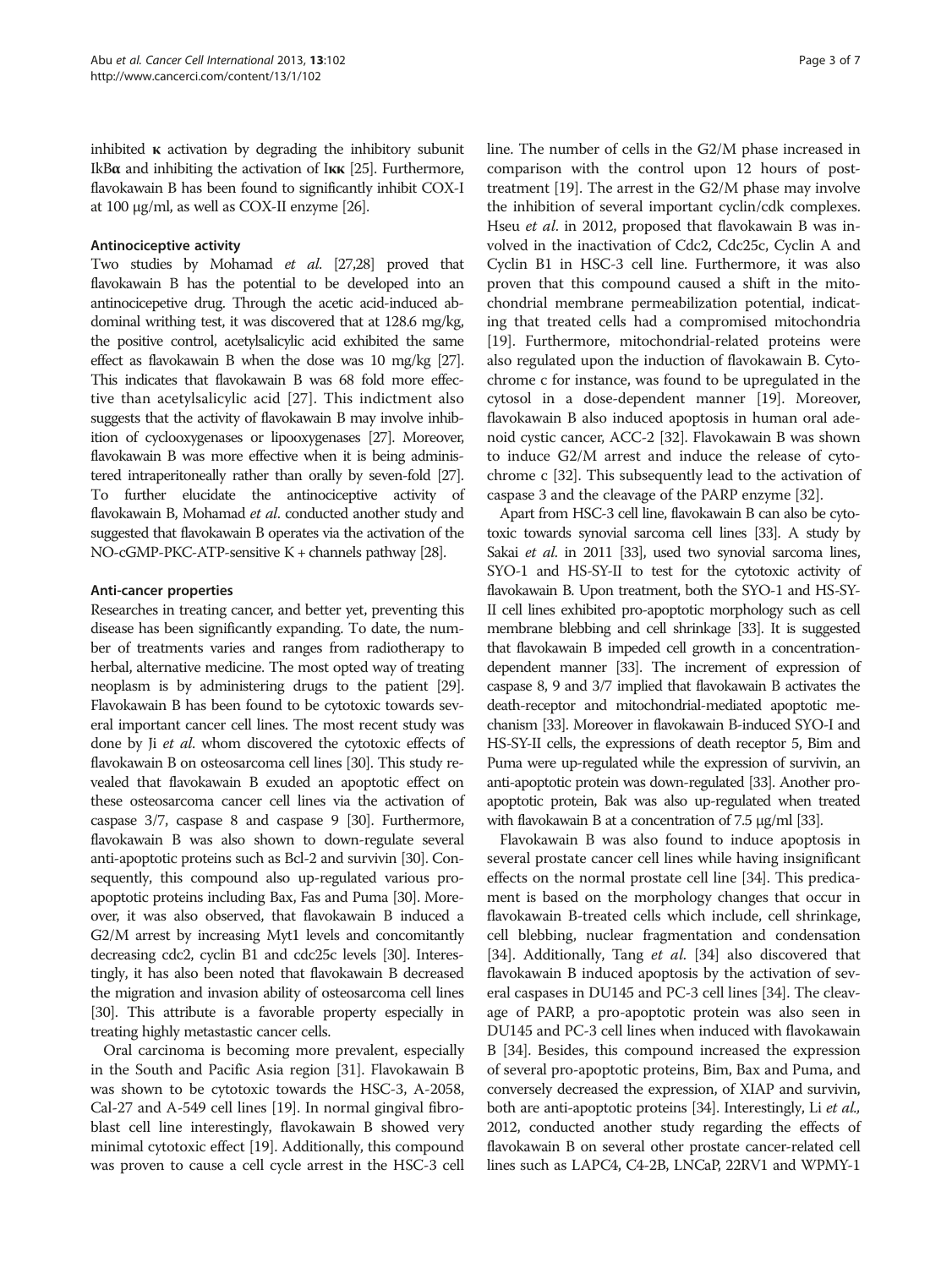inhibited κ activation by degrading the inhibitory subunit IkBα and inhibiting the activation of Iκκ [25]. Furthermore, flavokawain B has been found to significantly inhibit COX-I at 100 μg/ml, as well as COX-II enzyme [26].

### Antinociceptive activity

Two studies by Mohamad *et al.* [27,28] proved that flavokawain B has the potential to be developed into an antinocicepetive drug. Through the acetic acid-induced abdominal writhing test, it was discovered that at 128.6 mg/kg, the positive control, acetylsalicylic acid exhibited the same effect as flavokawain B when the dose was 10 mg/kg [27]. This indicates that flavokawain B was 68 fold more effective than acetylsalicylic acid [27]. This indictment also suggests that the activity of flavokawain B may involve inhibition of cyclooxygenases or lipooxygenases [27]. Moreover, flavokawain B was more effective when it is being administered intraperitoneally rather than orally by seven-fold [27]. To further elucidate the antinociceptive activity of flavokawain B, Mohamad *et al*. conducted another study and suggested that flavokawain B operates via the activation of the NO-cGMP-PKC-ATP-sensitive K + channels pathway [28].

### Anti-cancer properties

Researches in treating cancer, and better yet, preventing this disease has been significantly expanding. To date, the number of treatments varies and ranges from radiotherapy to herbal, alternative medicine. The most opted way of treating neoplasm is by administering drugs to the patient [29]. Flavokawain B has been found to be cytotoxic towards several important cancer cell lines. The most recent study was done by Ji *et al*. whom discovered the cytotoxic effects of flavokawain B on osteosarcoma cell lines [30]. This study revealed that flavokawain B exuded an apoptotic effect on these osteosarcoma cancer cell lines via the activation of caspase 3/7, caspase 8 and caspase 9 [30]. Furthermore, flavokawain B was also shown to down-regulate several anti-apoptotic proteins such as Bcl-2 and survivin [30]. Consequently, this compound also up-regulated various pro-apoptotic proteins including Bax, Fas and Puma [30]. Moreover, it was also observed, that flavokawain B induced a G2/M arrest by increasing Myt1 levels and concomitantly decreasing cdc2, cyclin B1 and cdc25c levels [30]. Interestingly, it has also been noted that flavokawain B decreased the migration and invasion ability of osteosarcoma cell lines [30]. This attribute is a favorable property especially in treating highly metastastic cancer cells.

Oral carcinoma is becoming more prevalent, especially in the South and Pacific Asia region [31]. Flavokawain B was shown to be cytotoxic towards the HSC-3, A-2058, Cal-27 and A-549 cell lines [19]. In normal gingival fibroblast cell line interestingly, flavokawain B showed very minimal cytotoxic effect [19]. Additionally, this compound was proven to cause a cell cycle arrest in the HSC-3 cell line. The number of cells in the G2/M phase increased in comparison with the control upon 12 hours of post-treatment [19]. The arrest in the G2/M phase may involve the inhibition of several important cyclin/cdk complexes. Hseu *et al*. in 2012, proposed that flavokawain B was involved in the inactivation of Cdc2, Cdc25c, Cyclin A and Cyclin B1 in HSC-3 cell line. Furthermore, it was also proven that this compound caused a shift in the mitochondrial membrane permeabilization potential, indicating that treated cells had a compromised mitochondria [19]. Furthermore, mitochondrial-related proteins were also regulated upon the induction of flavokawain B. Cytochrome c for instance, was found to be upregulated in the cytosol in a dose-dependent manner [19]. Moreover, flavokawain B also induced apoptosis in human oral adenoid cystic cancer, ACC-2 [32]. Flavokawain B was shown to induce G2/M arrest and induce the release of cytochrome c [32]. This subsequently lead to the activation of caspase 3 and the cleavage of the PARP enzyme [32].

Apart from HSC-3 cell line, flavokawain B can also be cytotoxic towards synovial sarcoma cell lines [33]. A study by Sakai *et al*. in 2011 [33], used two synovial sarcoma lines, SYO-1 and HS-SY-II to test for the cytotoxic activity of flavokawain B. Upon treatment, both the SYO-1 and HS-SY-II cell lines exhibited pro-apoptotic morphology such as cell membrane blebbing and cell shrinkage [33]. It is suggested that flavokawain B impeded cell growth in a concentration-dependent manner [33]. The increment of expression of caspase 8, 9 and 3/7 implied that flavokawain B activates the death-receptor and mitochondrial-mediated apoptotic mechanism [33]. Moreover in flavokawain B-induced SYO-I and HS-SY-II cells, the expressions of death receptor 5, Bim and Puma were up-regulated while the expression of survivin, an anti-apoptotic protein was down-regulated [33]. Another pro-apoptotic protein, Bak was also up-regulated when treated with flavokawain B at a concentration of 7.5 μg/ml [33].

Flavokawain B was also found to induce apoptosis in several prostate cancer cell lines while having insignificant effects on the normal prostate cell line [34]. This predicament is based on the morphology changes that occur in flavokawain B-treated cells which include, cell shrinkage, cell blebbing, nuclear fragmentation and condensation [34]. Additionally, Tang *et al*. [34] also discovered that flavokawain B induced apoptosis by the activation of several caspases in DU145 and PC-3 cell lines [34]. The cleavage of PARP, a pro-apoptotic protein was also seen in DU145 and PC-3 cell lines when induced with flavokawain B [34]. Besides, this compound increased the expression of several pro-apoptotic proteins, Bim, Bax and Puma, and conversely decreased the expression, of XIAP and survivin, both are anti-apoptotic proteins [34]. Interestingly, Li *et al.*, 2012, conducted another study regarding the effects of flavokawain B on several other prostate cancer-related cell lines such as LAPC4, C4-2B, LNCaP, 22RV1 and WPMY-1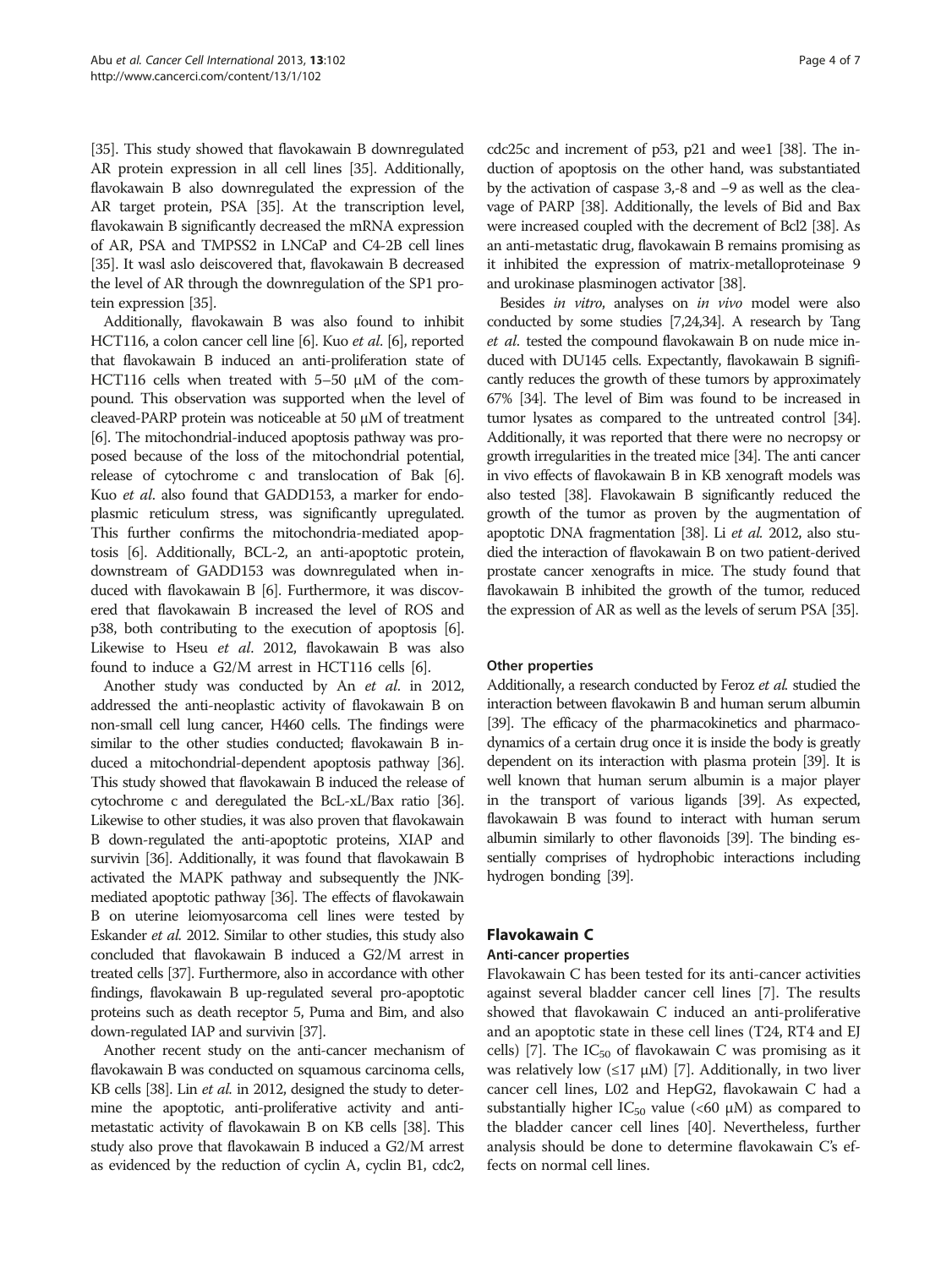[35]. This study showed that flavokawain B downregulated AR protein expression in all cell lines [35]. Additionally, flavokawain B also downregulated the expression of the AR target protein, PSA [35]. At the transcription level, flavokawain B significantly decreased the mRNA expression of AR, PSA and TMPSS2 in LNCaP and C4-2B cell lines [35]. It wasl aslo deiscovered that, flavokawain B decreased the level of AR through the downregulation of the SP1 protein expression [35].

Additionally, flavokawain B was also found to inhibit HCT116, a colon cancer cell line [6]. Kuo *et al*. [6], reported that flavokawain B induced an anti-proliferation state of HCT116 cells when treated with 5–50 μM of the compound. This observation was supported when the level of cleaved-PARP protein was noticeable at 50 μM of treatment [6]. The mitochondrial-induced apoptosis pathway was proposed because of the loss of the mitochondrial potential, release of cytochrome c and translocation of Bak [6]. Kuo *et al*. also found that GADD153, a marker for endoplasmic reticulum stress, was significantly upregulated. This further confirms the mitochondria-mediated apoptosis [6]. Additionally, BCL-2, an anti-apoptotic protein, downstream of GADD153 was downregulated when induced with flavokawain B [6]. Furthermore, it was discovered that flavokawain B increased the level of ROS and p38, both contributing to the execution of apoptosis [6]. Likewise to Hseu *et al*. 2012, flavokawain B was also found to induce a G2/M arrest in HCT116 cells [6].

Another study was conducted by An *et al*. in 2012, addressed the anti-neoplastic activity of flavokawain B on non-small cell lung cancer, H460 cells. The findings were similar to the other studies conducted; flavokawain B induced a mitochondrial-dependent apoptosis pathway [36]. This study showed that flavokawain B induced the release of cytochrome c and deregulated the BcL-xL/Bax ratio [36]. Likewise to other studies, it was also proven that flavokawain B down-regulated the anti-apoptotic proteins, XIAP and survivin [36]. Additionally, it was found that flavokawain B activated the MAPK pathway and subsequently the JNK-mediated apoptotic pathway [36]. The effects of flavokawain B on uterine leiomyosarcoma cell lines were tested by Eskander *et al*. 2012. Similar to other studies, this study also concluded that flavokawain B induced a G2/M arrest in treated cells [37]. Furthermore, also in accordance with other findings, flavokawain B up-regulated several pro-apoptotic proteins such as death receptor 5, Puma and Bim, and also down-regulated IAP and survivin [37].

Another recent study on the anti-cancer mechanism of flavokawain B was conducted on squamous carcinoma cells, KB cells [38]. Lin *et al*. in 2012, designed the study to determine the apoptotic, anti-proliferative activity and anti-metastatic activity of flavokawain B on KB cells [38]. This study also prove that flavokawain B induced a G2/M arrest as evidenced by the reduction of cyclin A, cyclin B1, cdc2, cdc25c and increment of p53, p21 and wee1 [38]. The induction of apoptosis on the other hand, was substantiated by the activation of caspase 3,-8 and −9 as well as the cleavage of PARP [38]. Additionally, the levels of Bid and Bax were increased coupled with the decrement of Bcl2 [38]. As an anti-metastatic drug, flavokawain B remains promising as it inhibited the expression of matrix-metalloproteinase 9 and urokinase plasminogen activator [38].

Besides *in vitro*, analyses on *in vivo* model were also conducted by some studies [7,24,34]. A research by Tang *et al*. tested the compound flavokawain B on nude mice induced with DU145 cells. Expectantly, flavokawain B significantly reduces the growth of these tumors by approximately 67% [34]. The level of Bim was found to be increased in tumor lysates as compared to the untreated control [34]. Additionally, it was reported that there were no necropsy or growth irregularities in the treated mice [34]. The anti cancer in vivo effects of flavokawain B in KB xenograft models was also tested [38]. Flavokawain B significantly reduced the growth of the tumor as proven by the augmentation of apoptotic DNA fragmentation [38]. Li *et al*. 2012, also studied the interaction of flavokawain B on two patient-derived prostate cancer xenografts in mice. The study found that flavokawain B inhibited the growth of the tumor, reduced the expression of AR as well as the levels of serum PSA [35].

#### Other properties

Additionally, a research conducted by Feroz *et al*. studied the interaction between flavokawin B and human serum albumin [39]. The efficacy of the pharmacokinetics and pharmacodynamics of a certain drug once it is inside the body is greatly dependent on its interaction with plasma protein [39]. It is well known that human serum albumin is a major player in the transport of various ligands [39]. As expected, flavokawain B was found to interact with human serum albumin similarly to other flavonoids [39]. The binding essentially comprises of hydrophobic interactions including hydrogen bonding [39].

## Flavokawain C

#### Anti-cancer properties

Flavokawain C has been tested for its anti-cancer activities against several bladder cancer cell lines [7]. The results showed that flavokawain C induced an anti-proliferative and an apoptotic state in these cell lines (T24, RT4 and EJ cells) [7]. The $IC_{50}$ of flavokawain C was promising as it was relatively low (≤17 μM) [7]. Additionally, in two liver cancer cell lines, L02 and HepG2, flavokawain C had a substantially higher $IC_{50}$ value (<60 μM) as compared to the bladder cancer cell lines [40]. Nevertheless, further analysis should be done to determine flavokawain C's effects on normal cell lines.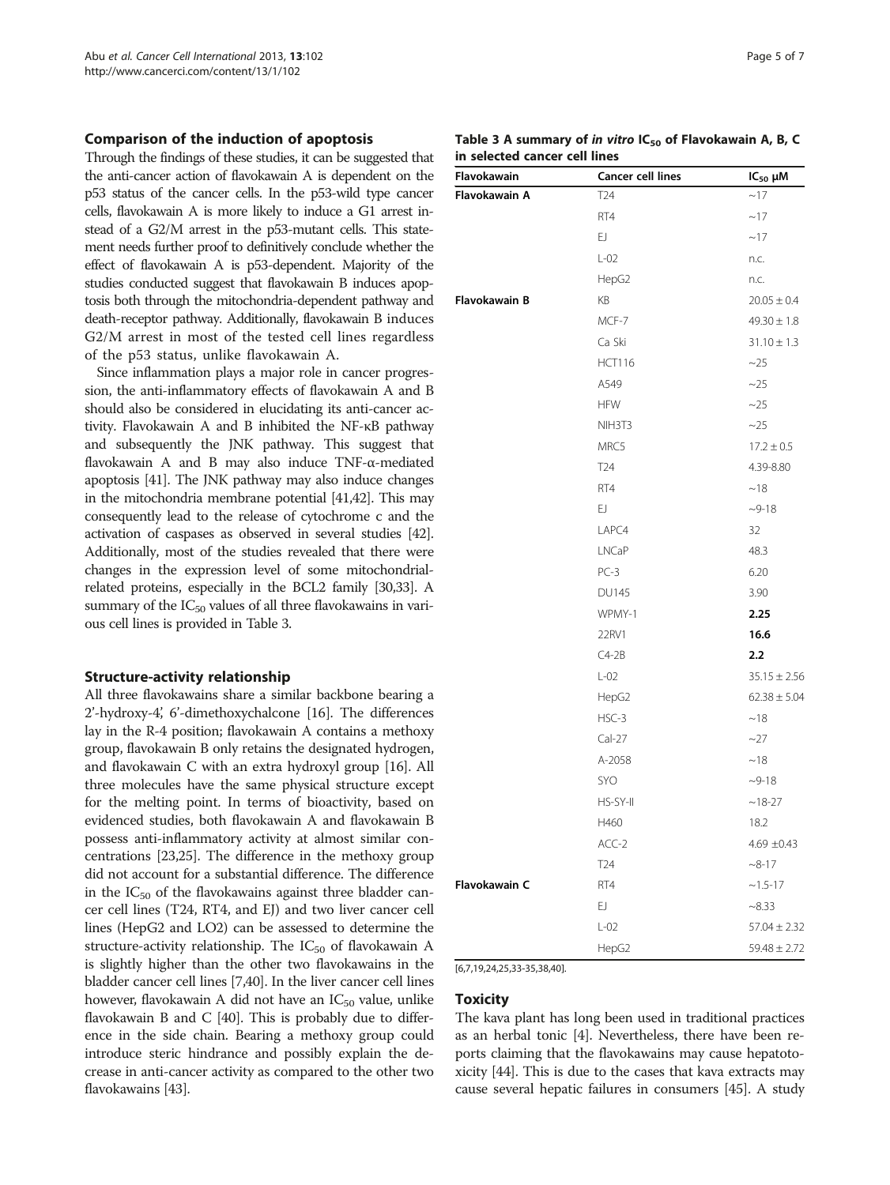### Comparison of the induction of apoptosis

Through the findings of these studies, it can be suggested that the anti-cancer action of flavokawain A is dependent on the p53 status of the cancer cells. In the p53-wild type cancer cells, flavokawain A is more likely to induce a G1 arrest instead of a G2/M arrest in the p53-mutant cells. This statement needs further proof to definitively conclude whether the effect of flavokawain A is p53-dependent. Majority of the studies conducted suggest that flavokawain B induces apoptosis both through the mitochondria-dependent pathway and death-receptor pathway. Additionally, flavokawain B induces G2/M arrest in most of the tested cell lines regardless of the p53 status, unlike flavokawain A.

Since inflammation plays a major role in cancer progression, the anti-inflammatory effects of flavokawain A and B should also be considered in elucidating its anti-cancer activity. Flavokawain A and B inhibited the NF-κB pathway and subsequently the JNK pathway. This suggest that flavokawain A and B may also induce TNF-α-mediated apoptosis [41]. The JNK pathway may also induce changes in the mitochondria membrane potential [41,42]. This may consequently lead to the release of cytochrome c and the activation of caspases as observed in several studies [42]. Additionally, most of the studies revealed that there were changes in the expression level of some mitochondrial-related proteins, especially in the BCL2 family [30,33]. A summary of the $IC_{50}$ values of all three flavokawains in various cell lines is provided in Table 3.

### Structure-activity relationship

All three flavokawains share a similar backbone bearing a 2'-hydroxy-4', 6'-dimethoxychalcone [16]. The differences lay in the R-4 position; flavokawain A contains a methoxy group, flavokawain B only retains the designated hydrogen, and flavokawain C with an extra hydroxyl group [16]. All three molecules have the same physical structure except for the melting point. In terms of bioactivity, based on evidenced studies, both flavokawain A and flavokawain B possess anti-inflammatory activity at almost similar concentrations [23,25]. The difference in the methoxy group did not account for a substantial difference. The difference in the $IC_{50}$ of the flavokawains against three bladder cancer cell lines (T24, RT4, and EJ) and two liver cancer cell lines (HepG2 and LO2) can be assessed to determine the structure-activity relationship. The $IC_{50}$ of flavokawain A is slightly higher than the other two flavokawains in the bladder cancer cell lines [7,40]. In the liver cancer cell lines however, flavokawain A did not have an $IC_{50}$ value, unlike flavokawain B and C [40]. This is probably due to difference in the side chain. Bearing a methoxy group could introduce steric hindrance and possibly explain the decrease in anti-cancer activity as compared to the other two flavokawains [43].

**Table 3 A summary of *in vitro* $IC_{50}$ of Flavokawain A, B, C in selected cancer cell lines**

| Flavokawain | Cancer cell lines | $IC_{50}$ μM |
|---|---|---|
| **Flavokawain A** | T24 | ~17 |
| | RT4 | ~17 |
| | EJ | ~17 |
| | L-02 | n.c. |
| | HepG2 | n.c. |
| **Flavokawain B** | KB | 20.05 ± 0.4 |
| | MCF-7 | 49.30 ± 1.8 |
| | Ca Ski | 31.10 ± 1.3 |
| | HCT116 | ~25 |
| | A549 | ~25 |
| | HFW | ~25 |
| | NIH3T3 | ~25 |
| | MRC5 | 17.2 ± 0.5 |
| | T24 | 4.39-8.80 |
| | RT4 | ~18 |
| | EJ | ~9-18 |
| | LAPC4 | 32 |
| | LNCaP | 48.3 |
| | PC-3 | 6.20 |
| | DU145 | 3.90 |
| | WPMY-1 | **2.25** |
| | 22RV1 | **16.6** |
| | C4-2B | **2.2** |
| | L-02 | 35.15 ± 2.56 |
| | HepG2 | 62.38 ± 5.04 |
| | HSC-3 | ~18 |
| | Cal-27 | ~27 |
| | A-2058 | ~18 |
| | SYO | ~9-18 |
| | HS-SY-II | ~18-27 |
| | H460 | 18.2 |
| | ACC-2 | 4.69 ±0.43 |
| | T24 | ~8-17 |
| **Flavokawain C** | RT4 | ~1.5-17 |
| | EJ | ~8.33 |
| | L-02 | 57.04 ± 2.32 |
| | HepG2 | 59.48 ± 2.72 |

[6,7,19,24,25,33-35,38,40].

### Toxicity

The kava plant has long been used in traditional practices as an herbal tonic [4]. Nevertheless, there have been reports claiming that the flavokawains may cause hepatotoxicity [44]. This is due to the cases that kava extracts may cause several hepatic failures in consumers [45]. A study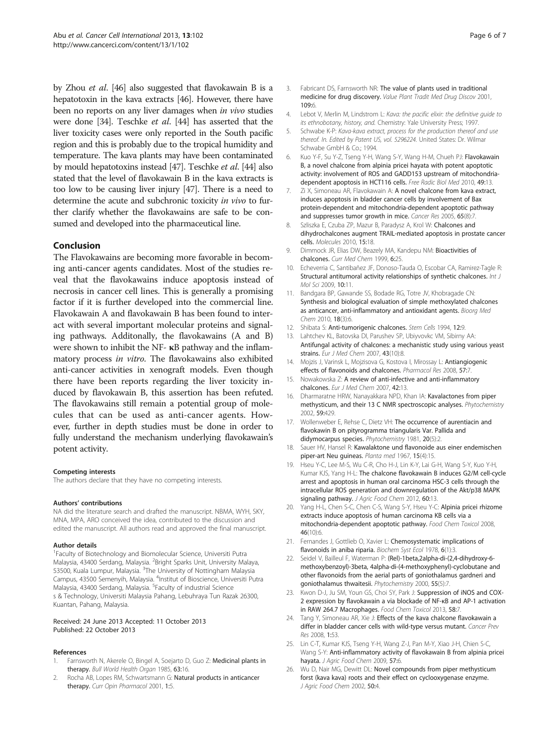by Zhou *et al*. [46] also suggested that flavokawain B is a hepatotoxin in the kava extracts [46]. However, there have been no reports on any liver damages when *in vivo* studies were done [34]. Teschke *et al*. [44] has asserted that the liver toxicity cases were only reported in the South pacific region and this is probably due to the tropical humidity and temperature. The kava plants may have been contaminated by mould hepatotoxins instead [47]. Teschke *et al*. [44] also stated that the level of flavokawain B in the kava extracts is too low to be causing liver injury [47]. There is a need to determine the acute and subchronic toxicity *in vivo* to further clarify whether the flavokawains are safe to be consumed and developed into the pharmaceutical line.

## Conclusion

The Flavokawains are becoming more favorable in becoming anti-cancer agents candidates. Most of the studies reveal that the flavokawains induce apoptosis instead of necrosis in cancer cell lines. This is generally a promising factor if it is further developed into the commercial line. Flavokawain A and flavokawain B has been found to interact with several important molecular proteins and signaling pathways. Additonally, the flavokawains (A and B) were shown to inhibit the NF- κB pathway and the inflammatory process *in vitro*. The flavokawains also exhibited anti-cancer activities in xenograft models. Even though there have been reports regarding the liver toxicity induced by flavokawain B, this assertion has been refuted. The flavokawains still remain a potential group of molecules that can be used as anti-cancer agents. However, further in depth studies must be done in order to fully understand the mechanism underlying flavokawain's potent activity.

#### Competing interests

The authors declare that they have no competing interests.

#### Authors' contributions

NA did the literature search and drafted the manuscript. NBMA, WYH, SKY, MNA, MPA, ARO conceived the idea, contributed to the discussion and edited the manuscript. All authors read and approved the final manuscript.

#### Author details

[1]Faculty of Biotechnology and Biomolecular Science, Universiti Putra Malaysia, 43400 Serdang, Malaysia. [2]Bright Sparks Unit, University Malaya, 53500, Kuala Lumpur, Malaysia. [3]The University of Nottingham Malaysia Campus, 43500 Semenyih, Malaysia. [4]Institut of Bioscience, Universiti Putra Malaysia, 43400 Serdang, Malaysia. [5]Faculty of industrial Science s & Technology, Universiti Malaysia Pahang, Lebuhraya Tun Razak 26300, Kuantan, Pahang, Malaysia.

Received: 24 June 2013 Accepted: 11 October 2013
Published: 22 October 2013

#### References

1. Farnsworth N, Akerele O, Bingel A, Soejarto D, Guo Z: **Medicinal plants in therapy.** *Bull World Health Organ* 1985, **63:**16.
2. Rocha AB, Lopes RM, Schwartsmann G: **Natural products in anticancer therapy.** *Curr Opin Pharmacol* 2001, **1:**5.
3. Fabricant DS, Farnsworth NR: **The value of plants used in traditional medicine for drug discovery.** *Value Plant Tradit Med Drug Discov* 2001, **109:**6.
4. Lebot V, Merlin M, Lindstrom L: *Kava: the pacific elixir: the definitive guide to its ethnobotany, history, and.* Chemistry: Yale University Press; 1997.
5. Schwabe K-P: *Kava-kava extract, process for the production thereof and use thereof. In. Edited by Patent US, vol. 5296224.* United States: Dr. Wilmar Schwabe GmbH & Co.; 1994.
6. Kuo Y-F, Su Y-Z, Tseng Y-H, Wang S-Y, Wang H-M, Chueh PJ: **Flavokawain B, a novel chalcone from alpinia pricei hayata with potent apoptotic activity: involvement of ROS and GADD153 upstream of mitochondria-dependent apoptosis in HCT116 cells.** *Free Radic Biol Med* 2010, **49:**13.
7. Zi X, Simoneau AR, Flavokawain A: **A novel chalcone from kava extract, induces apoptosis in bladder cancer cells by involvement of Bax protein-dependent and mitochondria-dependent apoptotic pathway and suppresses tumor growth in mice.** *Cancer Res* 2005, **65**(8):7.
8. Szliszka E, Czuba ZP, Mazur B, Paradysz A, Krol W: **Chalcones and dihydrochalcones augment TRAIL-mediated apoptosis in prostate cancer cells.** *Molecules* 2010, **15:**18.
9. Dimmock JR, Elias DW, Beazely MA, Kandepu NM: **Bioactivities of chalcones.** *Curr Med Chem* 1999, **6:**25.
10. Echeverria C, Santibañez JF, Donoso-Tauda O, Escobar CA, Ramirez-Tagle R: **Structural antitumoral activity relationships of synthetic chalcones.** *Int J Mol Sci* 2009, **10:**11.
11. Bandgara BP, Gawande SS, Bodade RG, Totre JV, Khobragade CN: **Synthesis and biological evaluation of simple methoxylated chalcones as anticancer, anti-inflammatory and antioxidant agents.** *Bioorg Med Chem* 2010, **18**(3):6.
12. Shibata S: **Anti-tumorigenic chalcones.** *Stem Cells* 1994, **12:**9.
13. Lahtchev KL, Batovska DI, Parushev SP, Ubiyvovkc VM, Sibirny AA: **Antifungal activity of chalcones: a mechanistic study using various yeast strains.** *Eur J Med Chem* 2007, **43**(10):8.
14. Mojzis J, Varinsk L, Mojzisova G, Kostova I, Mirossay L: **Antiangiogenic effects of flavonoids and chalcones.** *Pharmacol Res* 2008, **57:**7.
15. Nowakowska Z: **A review of anti-infective and anti-inflammatory chalcones.** *Eur J Med Chem* 2007, **42:**13.
16. Dharmaratne HRW, Nanayakkara NPD, Khan IA: **Kavalactones from piper methysticum, and their 13 C NMR spectroscopic analyses.** *Phytochemistry* 2002, **59:**429.
17. Wollenweber E, Rehse C, Dietz VH: **The occurrence of aurentiacin and flavokawin B on pityrogramma triangularis Var. Pallida and didymocarpus species.** *Phytochemistry* 1981, **20**(5):2.
18. Sauer HV, Hansel R: **Kawalaktone und flavonoide aus einer endemischen piper-art Neu guineas.** *Planta med* 1967, **15**(4):15.
19. Hseu Y-C, Lee M-S, Wu C-R, Cho H-J, Lin K-Y, Lai G-H, Wang S-Y, Kuo Y-H, Kumar KJS, Yang H-L: **The chalcone flavokawain B induces G2/M cell-cycle arrest and apoptosis in human oral carcinoma HSC-3 cells through the intracellular ROS generation and downregulation of the Akt/p38 MAPK signaling pathway.** *J Agric Food Chem* 2012, **60:**13.
20. Yang H-L, Chen S-C, Chen C-S, Wang S-Y, Hseu Y-C: **Alpinia pricei rhizome extracts induce apoptosis of human carcinoma KB cells via a mitochondria-dependent apoptotic pathway.** *Food Chem Toxicol* 2008, **46**(10):6.
21. Fernandes J, Gottlieb O, Xavier L: **Chemosystematic implications of flavonoids in aniba riparia.** *Biochem Syst Ecol* 1978, **6**(1):3.
22. Seidel V, Bailleul F, Waterman P: **(Rel)-1beta,2alpha-di-(2,4-dihydroxy-6-methoxybenzoyl)-3beta, 4alpha-di-(4-methoxyphenyl)-cyclobutane and other flavonoids from the aerial parts of goniothalamus gardneri and goniothalamus thwaitesii.** *Phytochemistry* 2000, **55**(5):7.
23. Kwon D-J, Ju SM, Youn GS, Choi SY, Park J: **Suppression of iNOS and COX-2 expression by flavokawain a via blockade of NF-κB and AP-1 activation in RAW 264.7 Macrophages.** *Food Chem Toxicol* 2013, **58:**7.
24. Tang Y, Simoneau AR, Xie J: **Effects of the kava chalcone flavokawain a differ in bladder cancer cells with wild-type versus mutant.** *Cancer Prev Res* 2008, **1:**53.
25. Lin C-T, Kumar KJS, Tseng Y-H, Wang Z-J, Pan M-Y, Xiao J-H, Chien S-C, Wang S-Y: **Anti-inflammatory activity of flavokawain B from alpinia pricei hayata.** *J Agric Food Chem* 2009, **57:**6.
26. Wu D, Nair MG, Dewitt DL: **Novel compounds from piper methysticum forst (kava kava) roots and their effect on cyclooxygenase enzyme.** *J Agric Food Chem* 2002, **50:**4.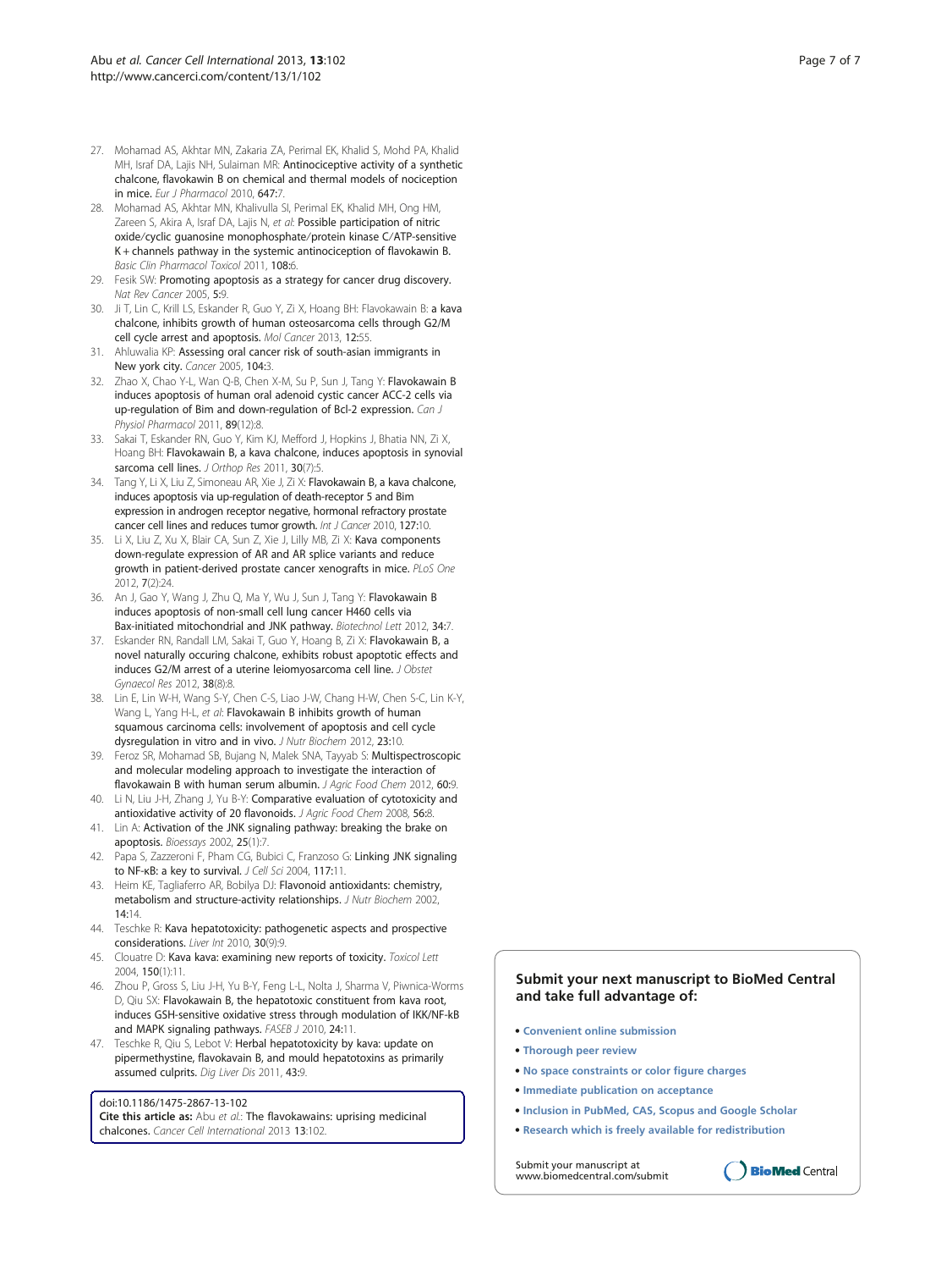27. Mohamad AS, Akhtar MN, Zakaria ZA, Perimal EK, Khalid S, Mohd PA, Khalid MH, Israf DA, Lajis NH, Sulaiman MR: Antinociceptive activity of a synthetic chalcone, flavokawin B on chemical and thermal models of nociception in mice. *Eur J Pharmacol* 2010, 647:7.
28. Mohamad AS, Akhtar MN, Khalivulla SI, Perimal EK, Khalid MH, Ong HM, Zareen S, Akira A, Israf DA, Lajis N, *et al*: Possible participation of nitric oxide/cyclic guanosine monophosphate/protein kinase C/ATP-sensitive K + channels pathway in the systemic antinociception of flavokawin B. *Basic Clin Pharmacol Toxicol* 2011, 108:6.
29. Fesik SW: Promoting apoptosis as a strategy for cancer drug discovery. *Nat Rev Cancer* 2005, 5:9.
30. Ji T, Lin C, Krill LS, Eskander R, Guo Y, Zi X, Hoang BH: Flavokawain B: a kava chalcone, inhibits growth of human osteosarcoma cells through G2/M cell cycle arrest and apoptosis. *Mol Cancer* 2013, 12:55.
31. Ahluwalia KP: Assessing oral cancer risk of south-asian immigrants in New york city. *Cancer* 2005, 104:3.
32. Zhao X, Chao Y-L, Wan Q-B, Chen X-M, Su P, Sun J, Tang Y: Flavokawain B induces apoptosis of human oral adenoid cystic cancer ACC-2 cells via up-regulation of Bim and down-regulation of Bcl-2 expression. *Can J Physiol Pharmacol* 2011, 89(12):8.
33. Sakai T, Eskander RN, Guo Y, Kim KJ, Mefford J, Hopkins J, Bhatia NN, Zi X, Hoang BH: Flavokawain B, a kava chalcone, induces apoptosis in synovial sarcoma cell lines. *J Orthop Res* 2011, 30(7):5.
34. Tang Y, Li X, Liu Z, Simoneau AR, Xie J, Zi X: Flavokawain B, a kava chalcone, induces apoptosis via up-regulation of death-receptor 5 and Bim expression in androgen receptor negative, hormonal refractory prostate cancer cell lines and reduces tumor growth. *Int J Cancer* 2010, 127:10.
35. Li X, Liu Z, Xu X, Blair CA, Sun Z, Xie J, Lilly MB, Zi X: Kava components down-regulate expression of AR and AR splice variants and reduce growth in patient-derived prostate cancer xenografts in mice. *PLoS One* 2012, 7(2):24.
36. An J, Gao Y, Wang J, Zhu Q, Ma Y, Wu J, Sun J, Tang Y: Flavokawain B induces apoptosis of non-small cell lung cancer H460 cells via Bax-initiated mitochondrial and JNK pathway. *Biotechnol Lett* 2012, 34:7.
37. Eskander RN, Randall LM, Sakai T, Guo Y, Hoang B, Zi X: Flavokawain B, a novel naturally occuring chalcone, exhibits robust apoptotic effects and induces G2/M arrest of a uterine leiomyosarcoma cell line. *J Obstet Gynaecol Res* 2012, 38(8):8.
38. Lin E, Lin W-H, Wang S-Y, Chen C-S, Liao J-W, Chang H-W, Chen S-C, Lin K-Y, Wang L, Yang H-L, *et al*: Flavokawain B inhibits growth of human squamous carcinoma cells: involvement of apoptosis and cell cycle dysregulation in vitro and in vivo. *J Nutr Biochem* 2012, 23:10.
39. Feroz SR, Mohamad SB, Bujang N, Malek SNA, Tayyab S: Multispectroscopic and molecular modeling approach to investigate the interaction of flavokawain B with human serum albumin. *J Agric Food Chem* 2012, 60:9.
40. Li N, Liu J-H, Zhang J, Yu B-Y: Comparative evaluation of cytotoxicity and antioxidative activity of 20 flavonoids. *J Agric Food Chem* 2008, 56:8.
41. Lin A: Activation of the JNK signaling pathway: breaking the brake on apoptosis. *Bioessays* 2002, 25(1):7.
42. Papa S, Zazzeroni F, Pham CG, Bubici C, Franzoso G: Linking JNK signaling to NF-κB: a key to survival. *J Cell Sci* 2004, 117:11.
43. Heim KE, Tagliaferro AR, Bobilya DJ: Flavonoid antioxidants: chemistry, metabolism and structure-activity relationships. *J Nutr Biochem* 2002, 14:14.
44. Teschke R: Kava hepatotoxicity: pathogenetic aspects and prospective considerations. *Liver Int* 2010, 30(9):9.
45. Clouatre D: Kava kava: examining new reports of toxicity. *Toxicol Lett* 2004, 150(1):11.
46. Zhou P, Gross S, Liu J-H, Yu B-Y, Feng L-L, Nolta J, Sharma V, Piwnica-Worms D, Qiu SX: Flavokawain B, the hepatotoxic constituent from kava root, induces GSH-sensitive oxidative stress through modulation of IKK/NF-kB and MAPK signaling pathways. *FASEB J* 2010, 24:11.
47. Teschke R, Qiu S, Lebot V: Herbal hepatotoxicity by kava: update on pipermethystine, flavokavain B, and mould hepatotoxins as primarily assumed culprits. *Dig Liver Dis* 2011, 43:9.

doi:10.1186/1475-2867-13-102
**Cite this article as:** Abu *et al.*: The flavokawains: uprising medicinal chalcones. *Cancer Cell International* 2013 13:102.

**Submit your next manuscript to BioMed Central and take full advantage of:**

- **Convenient online submission**
- **Thorough peer review**
- **No space constraints or color figure charges**
- **Immediate publication on acceptance**
- **Inclusion in PubMed, CAS, Scopus and Google Scholar**
- **Research which is freely available for redistribution**

Submit your manuscript at
www.biomedcentral.com/submit

BioMed Central